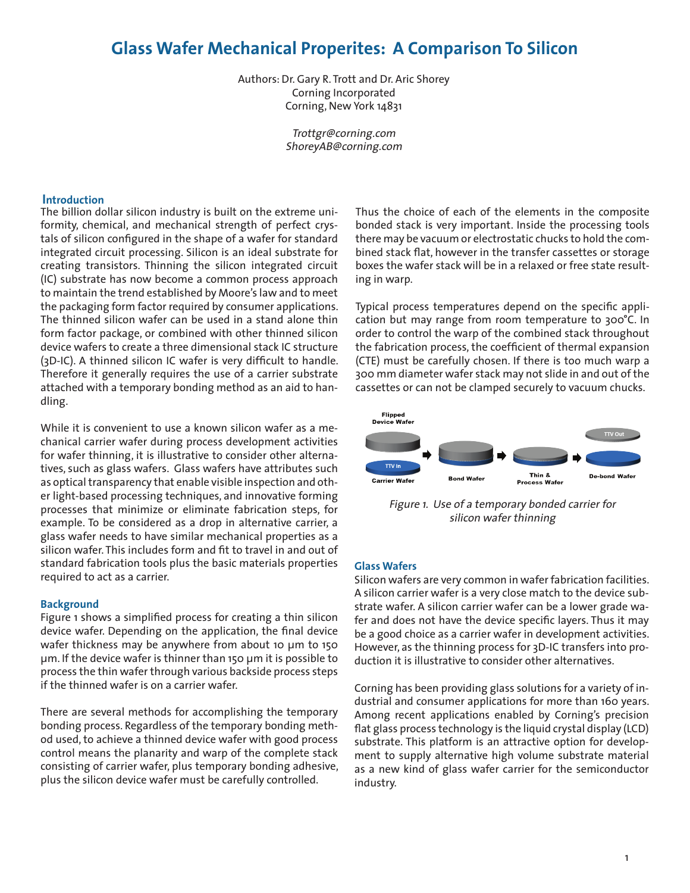# Glass Wafer Mechanical Properites: A Comparison To Silicon

Authors: Dr. Gary R. Trott and Dr. Aric Shorey
Corning Incorporated
Corning, New York 14831

*Trottgr@corning.com*
*ShoreyAB@corning.com*

## Introduction

The billion dollar silicon industry is built on the extreme uniformity, chemical, and mechanical strength of perfect crystals of silicon configured in the shape of a wafer for standard integrated circuit processing. Silicon is an ideal substrate for creating transistors. Thinning the silicon integrated circuit (IC) substrate has now become a common process approach to maintain the trend established by Moore's law and to meet the packaging form factor required by consumer applications. The thinned silicon wafer can be used in a stand alone thin form factor package, or combined with other thinned silicon device wafers to create a three dimensional stack IC structure (3D-IC). A thinned silicon IC wafer is very difficult to handle. Therefore it generally requires the use of a carrier substrate attached with a temporary bonding method as an aid to handling.

While it is convenient to use a known silicon wafer as a mechanical carrier wafer during process development activities for wafer thinning, it is illustrative to consider other alternatives, such as glass wafers. Glass wafers have attributes such as optical transparency that enable visible inspection and other light-based processing techniques, and innovative forming processes that minimize or eliminate fabrication steps, for example. To be considered as a drop in alternative carrier, a glass wafer needs to have similar mechanical properties as a silicon wafer. This includes form and fit to travel in and out of standard fabrication tools plus the basic materials properties required to act as a carrier.

## Background

Figure 1 shows a simplified process for creating a thin silicon device wafer. Depending on the application, the final device wafer thickness may be anywhere from about 10 µm to 150 µm. If the device wafer is thinner than 150 µm it is possible to process the thin wafer through various backside process steps if the thinned wafer is on a carrier wafer.

There are several methods for accomplishing the temporary bonding process. Regardless of the temporary bonding method used, to achieve a thinned device wafer with good process control means the planarity and warp of the complete stack consisting of carrier wafer, plus temporary bonding adhesive, plus the silicon device wafer must be carefully controlled.

Thus the choice of each of the elements in the composite bonded stack is very important. Inside the processing tools there may be vacuum or electrostatic chucks to hold the combined stack flat, however in the transfer cassettes or storage boxes the wafer stack will be in a relaxed or free state resulting in warp.

Typical process temperatures depend on the specific application but may range from room temperature to 300°C. In order to control the warp of the combined stack throughout the fabrication process, the coefficient of thermal expansion (CTE) must be carefully chosen. If there is too much warp a 300 mm diameter wafer stack may not slide in and out of the cassettes or can not be clamped securely to vacuum chucks.

Flipped Device Wafer | TTV In | Carrier Wafer | Bond Wafer | Thin & Process Wafer | TTV Out | De-bond Wafer

*Figure 1. Use of a temporary bonded carrier for silicon wafer thinning*

## Glass Wafers

Silicon wafers are very common in wafer fabrication facilities. A silicon carrier wafer is a very close match to the device substrate wafer. A silicon carrier wafer can be a lower grade wafer and does not have the device specific layers. Thus it may be a good choice as a carrier wafer in development activities. However, as the thinning process for 3D-IC transfers into production it is illustrative to consider other alternatives.

Corning has been providing glass solutions for a variety of industrial and consumer applications for more than 160 years. Among recent applications enabled by Corning's precision flat glass process technology is the liquid crystal display (LCD) substrate. This platform is an attractive option for development to supply alternative high volume substrate material as a new kind of glass wafer carrier for the semiconductor industry.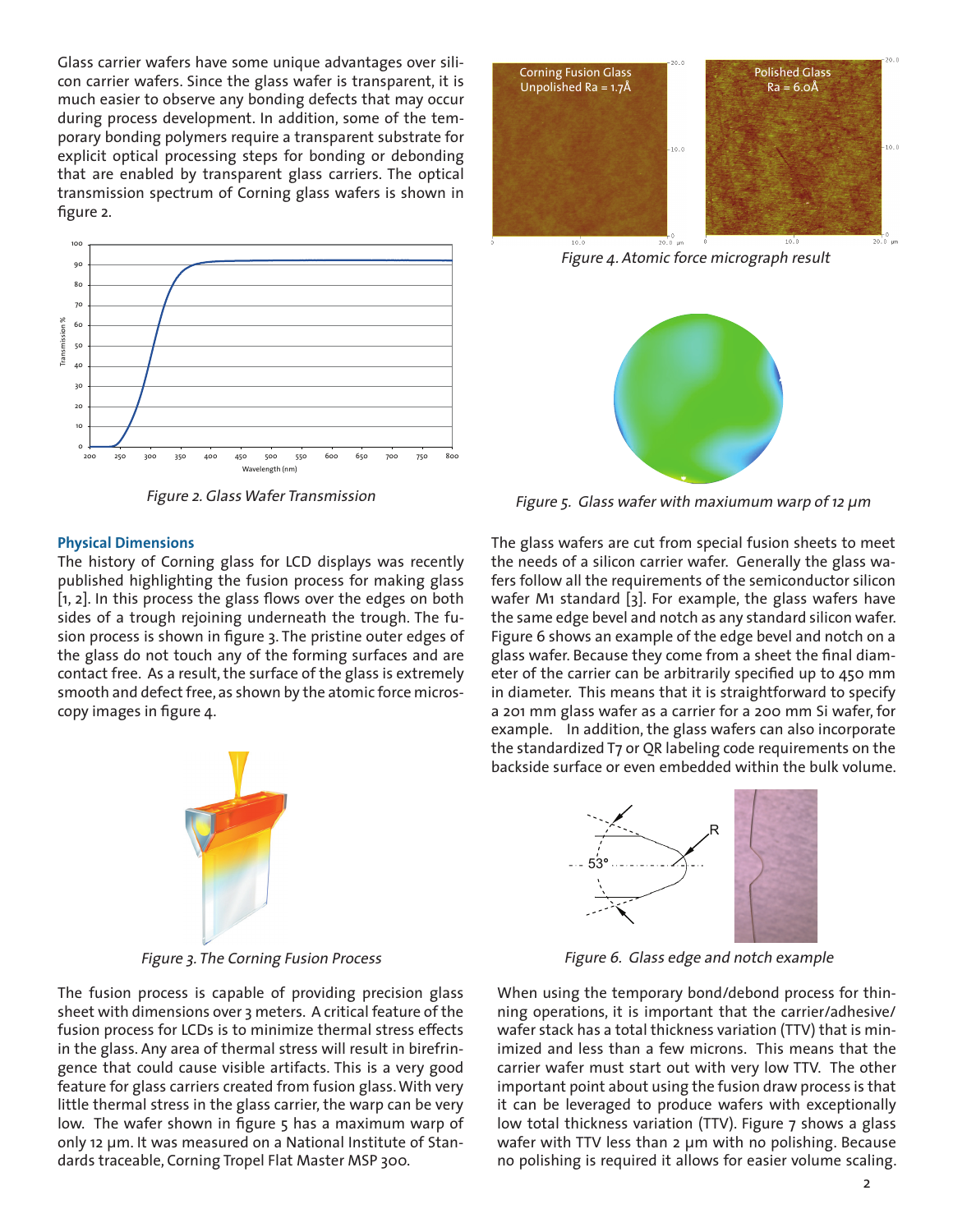Glass carrier wafers have some unique advantages over silicon carrier wafers. Since the glass wafer is transparent, it is much easier to observe any bonding defects that may occur during process development. In addition, some of the temporary bonding polymers require a transparent substrate for explicit optical processing steps for bonding or debonding that are enabled by transparent glass carriers. The optical transmission spectrum of Corning glass wafers is shown in figure 2.

Figure 2. Glass Wafer Transmission

## Physical Dimensions

The history of Corning glass for LCD displays was recently published highlighting the fusion process for making glass [1, 2]. In this process the glass flows over the edges on both sides of a trough rejoining underneath the trough. The fusion process is shown in figure 3. The pristine outer edges of the glass do not touch any of the forming surfaces and are contact free. As a result, the surface of the glass is extremely smooth and defect free, as shown by the atomic force microscopy images in figure 4.

Figure 3. The Corning Fusion Process

The fusion process is capable of providing precision glass sheet with dimensions over 3 meters. A critical feature of the fusion process for LCDs is to minimize thermal stress effects in the glass. Any area of thermal stress will result in birefringence that could cause visible artifacts. This is a very good feature for glass carriers created from fusion glass. With very little thermal stress in the glass carrier, the warp can be very low. The wafer shown in figure 5 has a maximum warp of only 12 µm. It was measured on a National Institute of Standards traceable, Corning Tropel Flat Master MSP 300.

Figure 4. Atomic force micrograph result

Figure 5. Glass wafer with maxiumum warp of 12 µm

The glass wafers are cut from special fusion sheets to meet the needs of a silicon carrier wafer. Generally the glass wafers follow all the requirements of the semiconductor silicon wafer M1 standard [3]. For example, the glass wafers have the same edge bevel and notch as any standard silicon wafer. Figure 6 shows an example of the edge bevel and notch on a glass wafer. Because they come from a sheet the final diameter of the carrier can be arbitrarily specified up to 450 mm in diameter. This means that it is straightforward to specify a 201 mm glass wafer as a carrier for a 200 mm Si wafer, for example. In addition, the glass wafers can also incorporate the standardized T7 or QR labeling code requirements on the backside surface or even embedded within the bulk volume.

Figure 6. Glass edge and notch example

When using the temporary bond/debond process for thinning operations, it is important that the carrier/adhesive/wafer stack has a total thickness variation (TTV) that is minimized and less than a few microns. This means that the carrier wafer must start out with very low TTV. The other important point about using the fusion draw process is that it can be leveraged to produce wafers with exceptionally low total thickness variation (TTV). Figure 7 shows a glass wafer with TTV less than 2 µm with no polishing. Because no polishing is required it allows for easier volume scaling.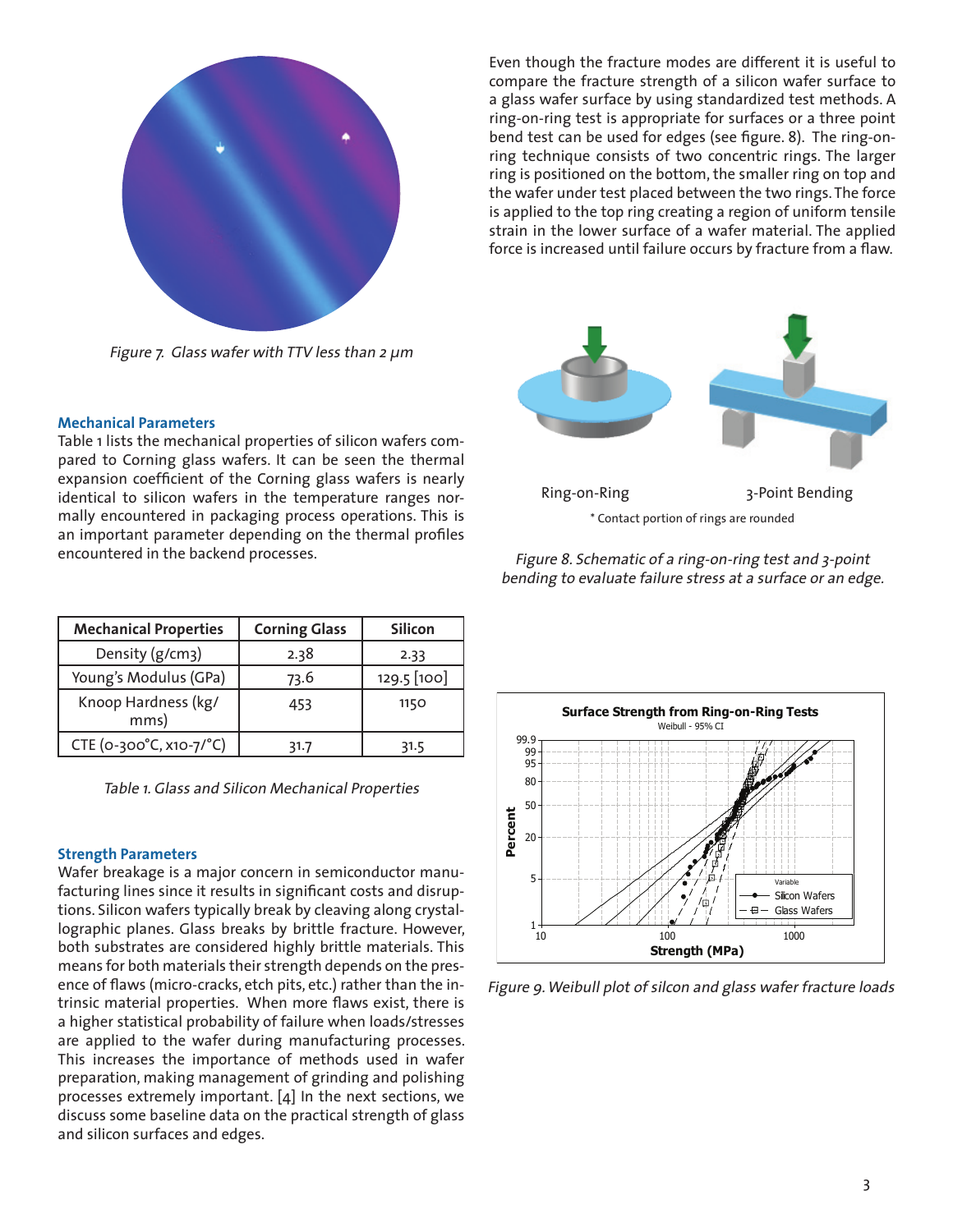Figure 7. Glass wafer with TTV less than 2 μm

### Mechanical Parameters

Table 1 lists the mechanical properties of silicon wafers compared to Corning glass wafers. It can be seen the thermal expansion coefficient of the Corning glass wafers is nearly identical to silicon wafers in the temperature ranges normally encountered in packaging process operations. This is an important parameter depending on the thermal profiles encountered in the backend processes.

| Mechanical Properties | Corning Glass | Silicon |
|---|---|---|
| Density (g/cm3) | 2.38 | 2.33 |
| Young's Modulus (GPa) | 73.6 | 129.5 [100] |
| Knoop Hardness (kg/mms) | 453 | 1150 |
| CTE (0-300°C, x10-7/°C) | 31.7 | 31.5 |

Table 1. Glass and Silicon Mechanical Properties

### Strength Parameters

Wafer breakage is a major concern in semiconductor manufacturing lines since it results in significant costs and disruptions. Silicon wafers typically break by cleaving along crystallographic planes. Glass breaks by brittle fracture. However, both substrates are considered highly brittle materials. This means for both materials their strength depends on the presence of flaws (micro-cracks, etch pits, etc.) rather than the intrinsic material properties. When more flaws exist, there is a higher statistical probability of failure when loads/stresses are applied to the wafer during manufacturing processes. This increases the importance of methods used in wafer preparation, making management of grinding and polishing processes extremely important. [4] In the next sections, we discuss some baseline data on the practical strength of glass and silicon surfaces and edges.

Even though the fracture modes are different it is useful to compare the fracture strength of a silicon wafer surface to a glass wafer surface by using standardized test methods. A ring-on-ring test is appropriate for surfaces or a three point bend test can be used for edges (see figure. 8). The ring-on-ring technique consists of two concentric rings. The larger ring is positioned on the bottom, the smaller ring on top and the wafer under test placed between the two rings. The force is applied to the top ring creating a region of uniform tensile strain in the lower surface of a wafer material. The applied force is increased until failure occurs by fracture from a flaw.

Ring-on-Ring 3-Point Bending

\* Contact portion of rings are rounded

Figure 8. Schematic of a ring-on-ring test and 3-point bending to evaluate failure stress at a surface or an edge.

Figure 9. Weibull plot of silcon and glass wafer fracture loads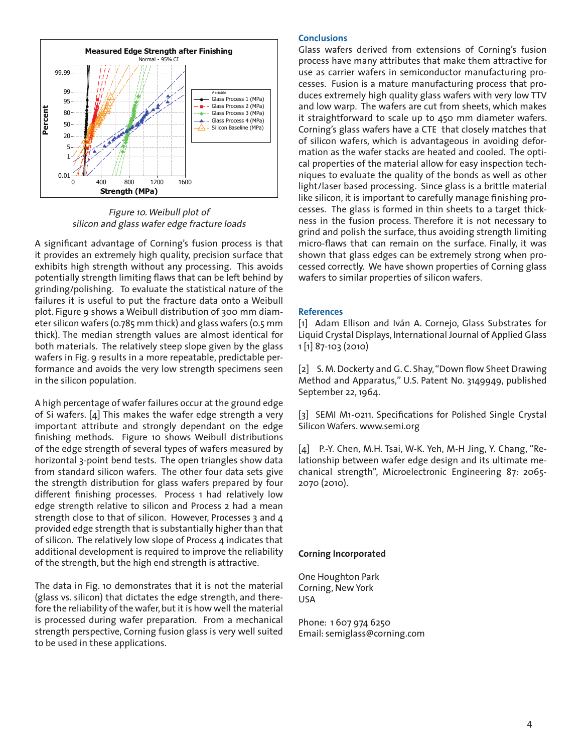Measured Edge Strength after Finishing

Normal - 95% CI

Percent

99.99
99
95
80
50
20
5
1
0.01

0
400
800
1200
1600

Strength (MPa)

Variable

Glass Process 1 (MPa)
Glass Process 2 (MPa)
Glass Process 3 (MPa)
Glass Process 4 (MPa)
Silicon Baseline (MPa)

*Figure 10. Weibull plot of silicon and glass wafer edge fracture loads*

A significant advantage of Corning's fusion process is that it provides an extremely high quality, precision surface that exhibits high strength without any processing. This avoids potentially strength limiting flaws that can be left behind by grinding/polishing. To evaluate the statistical nature of the failures it is useful to put the fracture data onto a Weibull plot. Figure 9 shows a Weibull distribution of 300 mm diameter silicon wafers (0.785 mm thick) and glass wafers (0.5 mm thick). The median strength values are almost identical for both materials. The relatively steep slope given by the glass wafers in Fig. 9 results in a more repeatable, predictable performance and avoids the very low strength specimens seen in the silicon population.

A high percentage of wafer failures occur at the ground edge of Si wafers. [4] This makes the wafer edge strength a very important attribute and strongly dependant on the edge finishing methods. Figure 10 shows Weibull distributions of the edge strength of several types of wafers measured by horizontal 3-point bend tests. The open triangles show data from standard silicon wafers. The other four data sets give the strength distribution for glass wafers prepared by four different finishing processes. Process 1 had relatively low edge strength relative to silicon and Process 2 had a mean strength close to that of silicon. However, Processes 3 and 4 provided edge strength that is substantially higher than that of silicon. The relatively low slope of Process 4 indicates that additional development is required to improve the reliability of the strength, but the high end strength is attractive.

The data in Fig. 10 demonstrates that it is not the material (glass vs. silicon) that dictates the edge strength, and therefore the reliability of the wafer, but it is how well the material is processed during wafer preparation. From a mechanical strength perspective, Corning fusion glass is very well suited to be used in these applications.

## Conclusions

Glass wafers derived from extensions of Corning's fusion process have many attributes that make them attractive for use as carrier wafers in semiconductor manufacturing processes. Fusion is a mature manufacturing process that produces extremely high quality glass wafers with very low TTV and low warp. The wafers are cut from sheets, which makes it straightforward to scale up to 450 mm diameter wafers. Corning's glass wafers have a CTE that closely matches that of silicon wafers, which is advantageous in avoiding deformation as the wafer stacks are heated and cooled. The optical properties of the material allow for easy inspection techniques to evaluate the quality of the bonds as well as other light/laser based processing. Since glass is a brittle material like silicon, it is important to carefully manage finishing processes. The glass is formed in thin sheets to a target thickness in the fusion process. Therefore it is not necessary to grind and polish the surface, thus avoiding strength limiting micro-flaws that can remain on the surface. Finally, it was shown that glass edges can be extremely strong when processed correctly. We have shown properties of Corning glass wafers to similar properties of silicon wafers.

## References

[1] Adam Ellison and Iván A. Cornejo, Glass Substrates for Liquid Crystal Displays, International Journal of Applied Glass 1 [1] 87-103 (2010)

[2] S. M. Dockerty and G. C. Shay, "Down flow Sheet Drawing Method and Apparatus," U.S. Patent No. 3149949, published September 22, 1964.

[3] SEMI M1-0211. Specifications for Polished Single Crystal Silicon Wafers. www.semi.org

[4] P.-Y. Chen, M.H. Tsai, W-K. Yeh, M-H Jing, Y. Chang, "Relationship between wafer edge design and its ultimate mechanical strength", Microelectronic Engineering 87: 2065-2070 (2010).

**Corning Incorporated**

One Houghton Park
Corning, New York
USA

Phone: 1 607 974 6250
Email: semiglass@corning.com